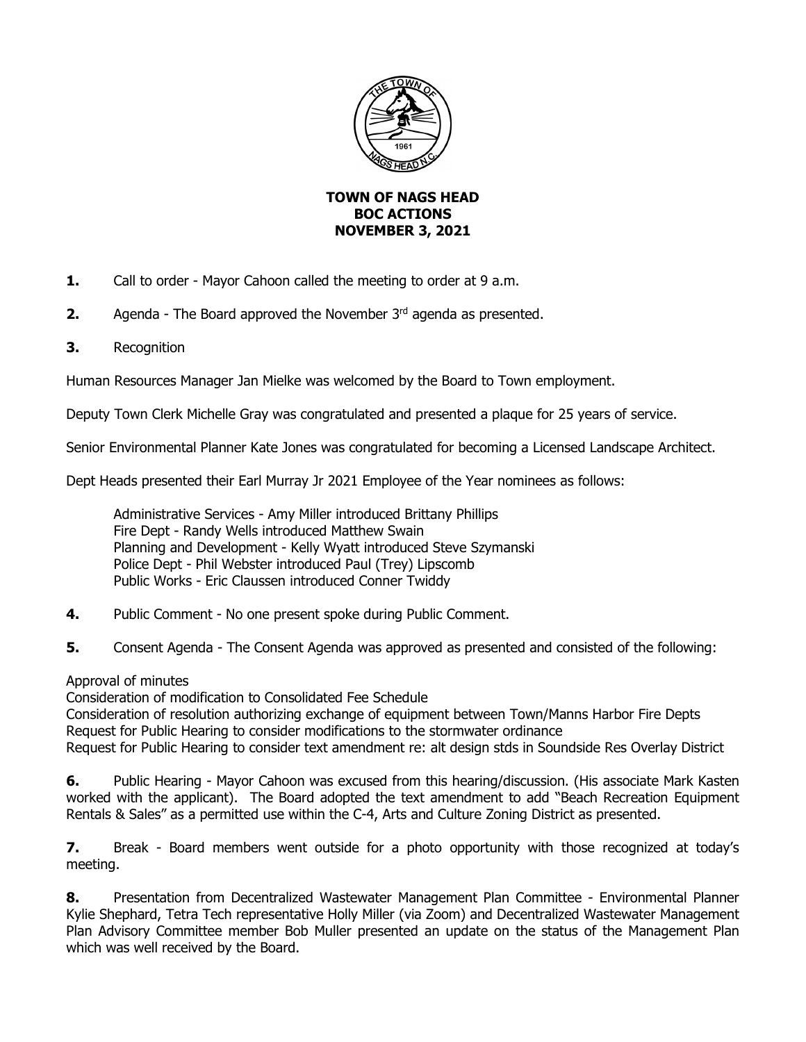# TOWN OF NAGS HEAD
## BOC ACTIONS
## NOVEMBER 3, 2021

**1.** Call to order - Mayor Cahoon called the meeting to order at 9 a.m.

**2.** Agenda - The Board approved the November 3rd agenda as presented.

**3.** Recognition

Human Resources Manager Jan Mielke was welcomed by the Board to Town employment.

Deputy Town Clerk Michelle Gray was congratulated and presented a plaque for 25 years of service.

Senior Environmental Planner Kate Jones was congratulated for becoming a Licensed Landscape Architect.

Dept Heads presented their Earl Murray Jr 2021 Employee of the Year nominees as follows:

Administrative Services - Amy Miller introduced Brittany Phillips
Fire Dept - Randy Wells introduced Matthew Swain
Planning and Development - Kelly Wyatt introduced Steve Szymanski
Police Dept - Phil Webster introduced Paul (Trey) Lipscomb
Public Works - Eric Claussen introduced Conner Twiddy

**4.** Public Comment - No one present spoke during Public Comment.

**5.** Consent Agenda - The Consent Agenda was approved as presented and consisted of the following:

Approval of minutes
Consideration of modification to Consolidated Fee Schedule
Consideration of resolution authorizing exchange of equipment between Town/Manns Harbor Fire Depts
Request for Public Hearing to consider modifications to the stormwater ordinance
Request for Public Hearing to consider text amendment re: alt design stds in Soundside Res Overlay District

**6.** Public Hearing - Mayor Cahoon was excused from this hearing/discussion. (His associate Mark Kasten worked with the applicant). The Board adopted the text amendment to add "Beach Recreation Equipment Rentals & Sales" as a permitted use within the C-4, Arts and Culture Zoning District as presented.

**7.** Break - Board members went outside for a photo opportunity with those recognized at today's meeting.

**8.** Presentation from Decentralized Wastewater Management Plan Committee - Environmental Planner Kylie Shephard, Tetra Tech representative Holly Miller (via Zoom) and Decentralized Wastewater Management Plan Advisory Committee member Bob Muller presented an update on the status of the Management Plan which was well received by the Board.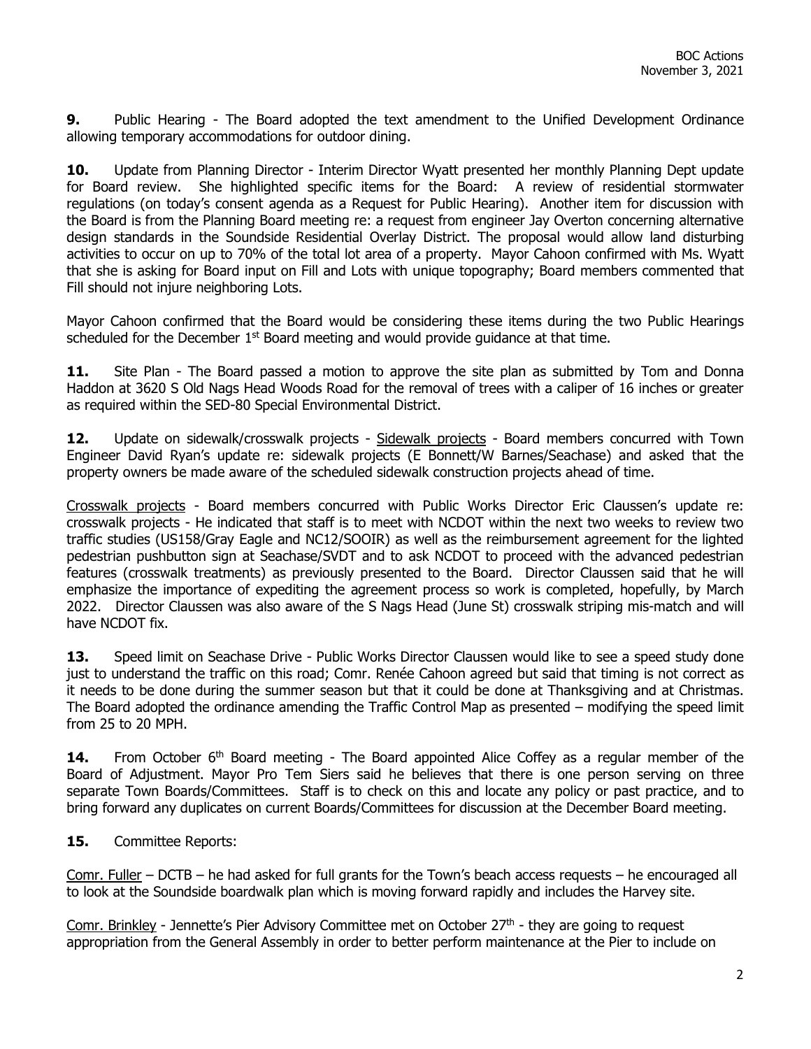**9.** Public Hearing - The Board adopted the text amendment to the Unified Development Ordinance allowing temporary accommodations for outdoor dining.

**10.** Update from Planning Director - Interim Director Wyatt presented her monthly Planning Dept update for Board review. She highlighted specific items for the Board: A review of residential stormwater regulations (on today's consent agenda as a Request for Public Hearing). Another item for discussion with the Board is from the Planning Board meeting re: a request from engineer Jay Overton concerning alternative design standards in the Soundside Residential Overlay District. The proposal would allow land disturbing activities to occur on up to 70% of the total lot area of a property. Mayor Cahoon confirmed with Ms. Wyatt that she is asking for Board input on Fill and Lots with unique topography; Board members commented that Fill should not injure neighboring Lots.

Mayor Cahoon confirmed that the Board would be considering these items during the two Public Hearings scheduled for the December 1st Board meeting and would provide guidance at that time.

**11.** Site Plan - The Board passed a motion to approve the site plan as submitted by Tom and Donna Haddon at 3620 S Old Nags Head Woods Road for the removal of trees with a caliper of 16 inches or greater as required within the SED-80 Special Environmental District.

**12.** Update on sidewalk/crosswalk projects - Sidewalk projects - Board members concurred with Town Engineer David Ryan's update re: sidewalk projects (E Bonnett/W Barnes/Seachase) and asked that the property owners be made aware of the scheduled sidewalk construction projects ahead of time.

Crosswalk projects - Board members concurred with Public Works Director Eric Claussen's update re: crosswalk projects - He indicated that staff is to meet with NCDOT within the next two weeks to review two traffic studies (US158/Gray Eagle and NC12/SOOIR) as well as the reimbursement agreement for the lighted pedestrian pushbutton sign at Seachase/SVDT and to ask NCDOT to proceed with the advanced pedestrian features (crosswalk treatments) as previously presented to the Board. Director Claussen said that he will emphasize the importance of expediting the agreement process so work is completed, hopefully, by March 2022. Director Claussen was also aware of the S Nags Head (June St) crosswalk striping mis-match and will have NCDOT fix.

**13.** Speed limit on Seachase Drive - Public Works Director Claussen would like to see a speed study done just to understand the traffic on this road; Comr. Renée Cahoon agreed but said that timing is not correct as it needs to be done during the summer season but that it could be done at Thanksgiving and at Christmas. The Board adopted the ordinance amending the Traffic Control Map as presented – modifying the speed limit from 25 to 20 MPH.

**14.** From October 6th Board meeting - The Board appointed Alice Coffey as a regular member of the Board of Adjustment. Mayor Pro Tem Siers said he believes that there is one person serving on three separate Town Boards/Committees. Staff is to check on this and locate any policy or past practice, and to bring forward any duplicates on current Boards/Committees for discussion at the December Board meeting.

**15.** Committee Reports:

Comr. Fuller – DCTB – he had asked for full grants for the Town's beach access requests – he encouraged all to look at the Soundside boardwalk plan which is moving forward rapidly and includes the Harvey site.

Comr. Brinkley - Jennette's Pier Advisory Committee met on October 27th - they are going to request appropriation from the General Assembly in order to better perform maintenance at the Pier to include on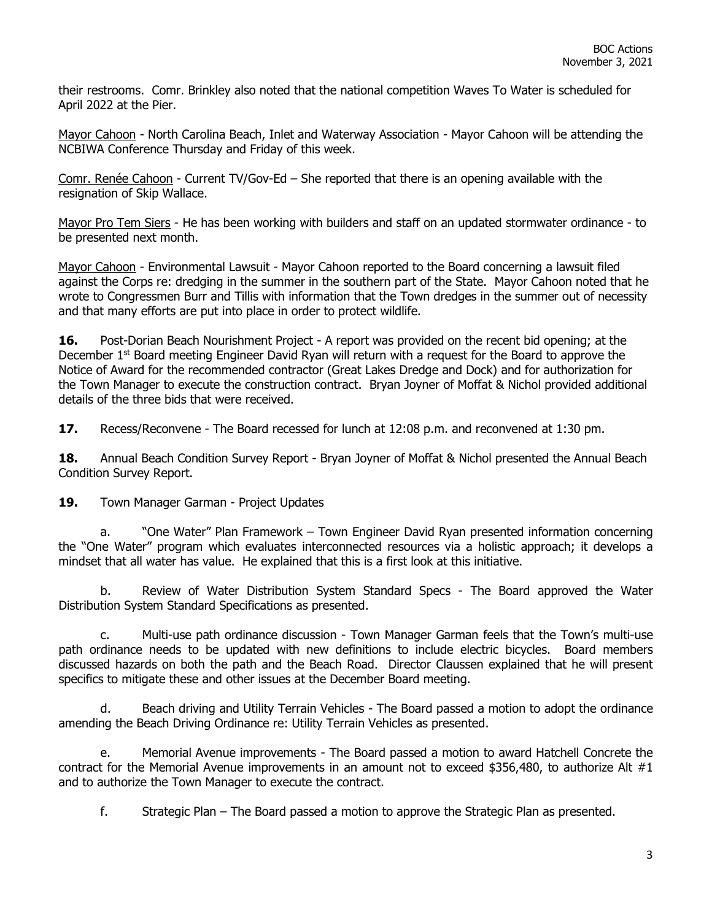their restrooms. Comr. Brinkley also noted that the national competition Waves To Water is scheduled for April 2022 at the Pier.

Mayor Cahoon - North Carolina Beach, Inlet and Waterway Association - Mayor Cahoon will be attending the NCBIWA Conference Thursday and Friday of this week.

Comr. Renée Cahoon - Current TV/Gov-Ed – She reported that there is an opening available with the resignation of Skip Wallace.

Mayor Pro Tem Siers - He has been working with builders and staff on an updated stormwater ordinance - to be presented next month.

Mayor Cahoon - Environmental Lawsuit - Mayor Cahoon reported to the Board concerning a lawsuit filed against the Corps re: dredging in the summer in the southern part of the State. Mayor Cahoon noted that he wrote to Congressmen Burr and Tillis with information that the Town dredges in the summer out of necessity and that many efforts are put into place in order to protect wildlife.

**16.** Post-Dorian Beach Nourishment Project - A report was provided on the recent bid opening; at the December 1st Board meeting Engineer David Ryan will return with a request for the Board to approve the Notice of Award for the recommended contractor (Great Lakes Dredge and Dock) and for authorization for the Town Manager to execute the construction contract. Bryan Joyner of Moffat & Nichol provided additional details of the three bids that were received.

**17.** Recess/Reconvene - The Board recessed for lunch at 12:08 p.m. and reconvened at 1:30 pm.

**18.** Annual Beach Condition Survey Report - Bryan Joyner of Moffat & Nichol presented the Annual Beach Condition Survey Report.

**19.** Town Manager Garman - Project Updates

a. "One Water" Plan Framework – Town Engineer David Ryan presented information concerning the "One Water" program which evaluates interconnected resources via a holistic approach; it develops a mindset that all water has value. He explained that this is a first look at this initiative.

b. Review of Water Distribution System Standard Specs - The Board approved the Water Distribution System Standard Specifications as presented.

c. Multi-use path ordinance discussion - Town Manager Garman feels that the Town's multi-use path ordinance needs to be updated with new definitions to include electric bicycles. Board members discussed hazards on both the path and the Beach Road. Director Claussen explained that he will present specifics to mitigate these and other issues at the December Board meeting.

d. Beach driving and Utility Terrain Vehicles - The Board passed a motion to adopt the ordinance amending the Beach Driving Ordinance re: Utility Terrain Vehicles as presented.

e. Memorial Avenue improvements - The Board passed a motion to award Hatchell Concrete the contract for the Memorial Avenue improvements in an amount not to exceed $356,480, to authorize Alt #1 and to authorize the Town Manager to execute the contract.

f. Strategic Plan – The Board passed a motion to approve the Strategic Plan as presented.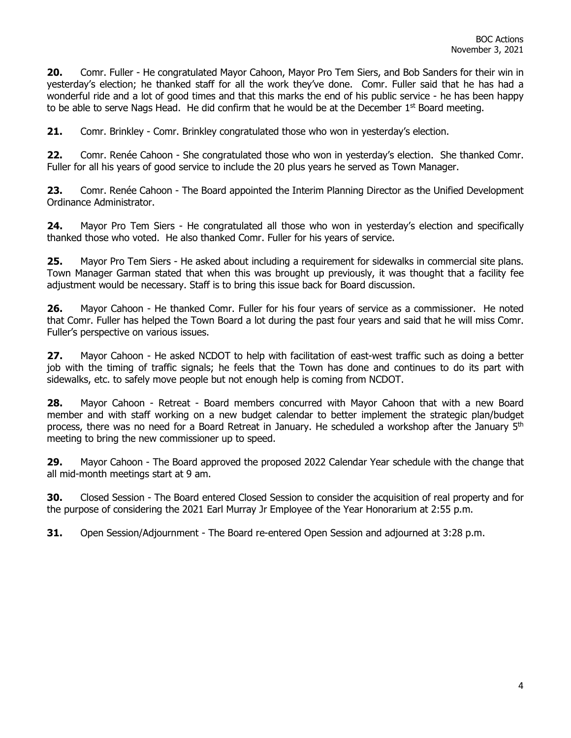**20.** Comr. Fuller - He congratulated Mayor Cahoon, Mayor Pro Tem Siers, and Bob Sanders for their win in yesterday's election; he thanked staff for all the work they've done. Comr. Fuller said that he has had a wonderful ride and a lot of good times and that this marks the end of his public service - he has been happy to be able to serve Nags Head. He did confirm that he would be at the December 1st Board meeting.

**21.** Comr. Brinkley - Comr. Brinkley congratulated those who won in yesterday's election.

**22.** Comr. Renée Cahoon - She congratulated those who won in yesterday's election. She thanked Comr. Fuller for all his years of good service to include the 20 plus years he served as Town Manager.

**23.** Comr. Renée Cahoon - The Board appointed the Interim Planning Director as the Unified Development Ordinance Administrator.

**24.** Mayor Pro Tem Siers - He congratulated all those who won in yesterday's election and specifically thanked those who voted. He also thanked Comr. Fuller for his years of service.

**25.** Mayor Pro Tem Siers - He asked about including a requirement for sidewalks in commercial site plans. Town Manager Garman stated that when this was brought up previously, it was thought that a facility fee adjustment would be necessary. Staff is to bring this issue back for Board discussion.

**26.** Mayor Cahoon - He thanked Comr. Fuller for his four years of service as a commissioner. He noted that Comr. Fuller has helped the Town Board a lot during the past four years and said that he will miss Comr. Fuller's perspective on various issues.

**27.** Mayor Cahoon - He asked NCDOT to help with facilitation of east-west traffic such as doing a better job with the timing of traffic signals; he feels that the Town has done and continues to do its part with sidewalks, etc. to safely move people but not enough help is coming from NCDOT.

**28.** Mayor Cahoon - Retreat - Board members concurred with Mayor Cahoon that with a new Board member and with staff working on a new budget calendar to better implement the strategic plan/budget process, there was no need for a Board Retreat in January. He scheduled a workshop after the January 5th meeting to bring the new commissioner up to speed.

**29.** Mayor Cahoon - The Board approved the proposed 2022 Calendar Year schedule with the change that all mid-month meetings start at 9 am.

**30.** Closed Session - The Board entered Closed Session to consider the acquisition of real property and for the purpose of considering the 2021 Earl Murray Jr Employee of the Year Honorarium at 2:55 p.m.

**31.** Open Session/Adjournment - The Board re-entered Open Session and adjourned at 3:28 p.m.